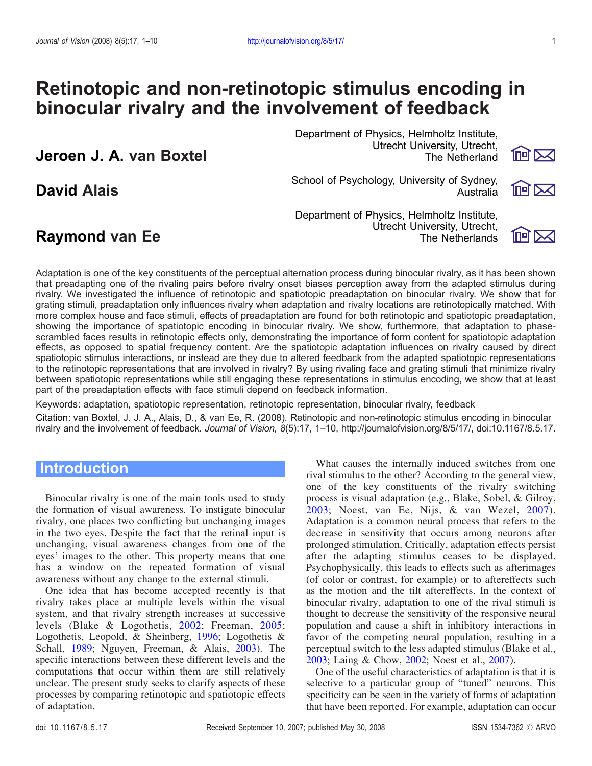# Retinotopic and non-retinotopic stimulus encoding in binocular rivalry and the involvement of feedback

**Jeroen J. A. van Boxtel** — Department of Physics, Helmholtz Institute, Utrecht University, Utrecht, The Netherland

**David Alais** — School of Psychology, University of Sydney, Australia

**Raymond van Ee** — Department of Physics, Helmholtz Institute, Utrecht University, Utrecht, The Netherlands

Adaptation is one of the key constituents of the perceptual alternation process during binocular rivalry, as it has been shown that preadapting one of the rivaling pairs before rivalry onset biases perception away from the adapted stimulus during rivalry. We investigated the influence of retinotopic and spatiotopic preadaptation on binocular rivalry. We show that for grating stimuli, preadaptation only influences rivalry when adaptation and rivalry locations are retinotopically matched. With more complex house and face stimuli, effects of preadaptation are found for both retinotopic and spatiotopic preadaptation, showing the importance of spatiotopic encoding in binocular rivalry. We show, furthermore, that adaptation to phase-scrambled faces results in retinotopic effects only, demonstrating the importance of form content for spatiotopic adaptation effects, as opposed to spatial frequency content. Are the spatiotopic adaptation influences on rivalry caused by direct spatiotopic stimulus interactions, or instead are they due to altered feedback from the adapted spatiotopic representations to the retinotopic representations that are involved in rivalry? By using rivaling face and grating stimuli that minimize rivalry between spatiotopic representations while still engaging these representations in stimulus encoding, we show that at least part of the preadaptation effects with face stimuli depend on feedback information.

Keywords: adaptation, spatiotopic representation, retinotopic representation, binocular rivalry, feedback

Citation: van Boxtel, J. J. A., Alais, D., & van Ee, R. (2008). Retinotopic and non-retinotopic stimulus encoding in binocular rivalry and the involvement of feedback. *Journal of Vision, 8*(5):17, 1–10, http://journalofvision.org/8/5/17/, doi:10.1167/8.5.17.

## Introduction

Binocular rivalry is one of the main tools used to study the formation of visual awareness. To instigate binocular rivalry, one places two conflicting but unchanging images in the two eyes. Despite the fact that the retinal input is unchanging, visual awareness changes from one of the eyes' images to the other. This property means that one has a window on the repeated formation of visual awareness without any change to the external stimuli.

One idea that has become accepted recently is that rivalry takes place at multiple levels within the visual system, and that rivalry strength increases at successive levels (Blake & Logothetis, 2002; Freeman, 2005; Logothetis, Leopold, & Sheinberg, 1996; Logothetis & Schall, 1989; Nguyen, Freeman, & Alais, 2003). The specific interactions between these different levels and the computations that occur within them are still relatively unclear. The present study seeks to clarify aspects of these processes by comparing retinotopic and spatiotopic effects of adaptation.

What causes the internally induced switches from one rival stimulus to the other? According to the general view, one of the key constituents of the rivalry switching process is visual adaptation (e.g., Blake, Sobel, & Gilroy, 2003; Noest, van Ee, Nijs, & van Wezel, 2007). Adaptation is a common neural process that refers to the decrease in sensitivity that occurs among neurons after prolonged stimulation. Critically, adaptation effects persist after the adapting stimulus ceases to be displayed. Psychophysically, this leads to effects such as afterimages (of color or contrast, for example) or to aftereffects such as the motion and the tilt aftereffects. In the context of binocular rivalry, adaptation to one of the rival stimuli is thought to decrease the sensitivity of the responsive neural population and cause a shift in inhibitory interactions in favor of the competing neural population, resulting in a perceptual switch to the less adapted stimulus (Blake et al., 2003; Laing & Chow, 2002; Noest et al., 2007).

One of the useful characteristics of adaptation is that it is selective to a particular group of "tuned" neurons. This specificity can be seen in the variety of forms of adaptation that have been reported. For example, adaptation can occur

doi: 10.1167/8.5.17 Received September 10, 2007; published May 30, 2008 ISSN 1534-7362 © ARVO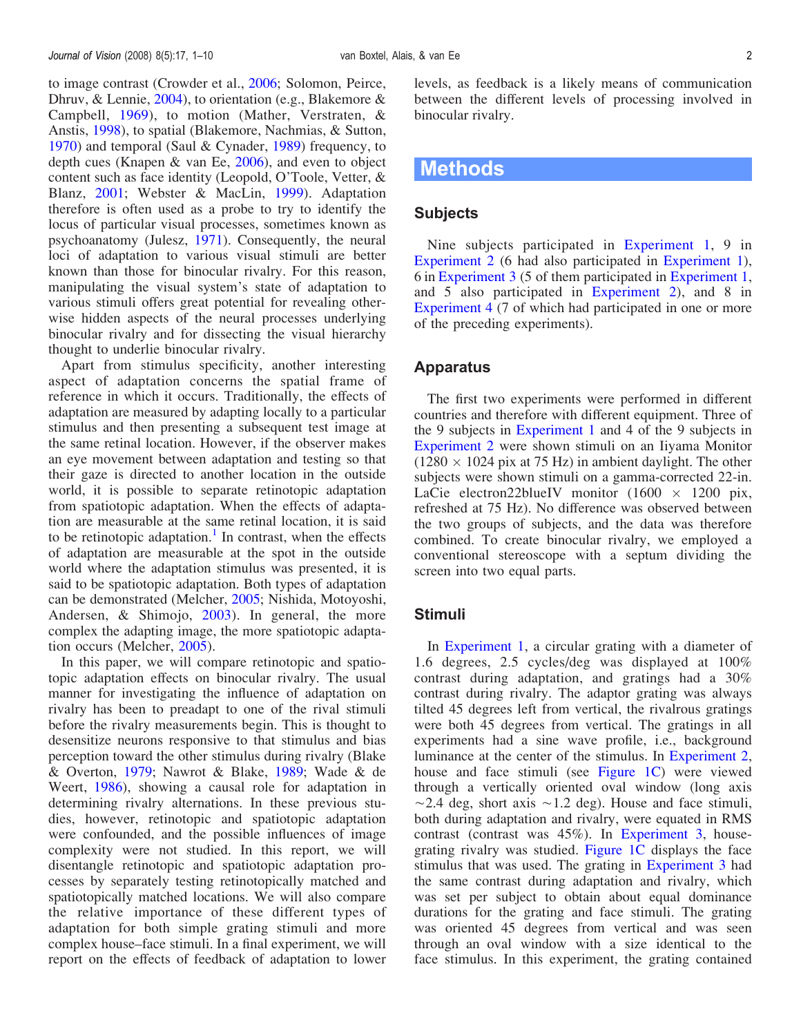to image contrast (Crowder et al., 2006; Solomon, Peirce, Dhruv, & Lennie, 2004), to orientation (e.g., Blakemore & Campbell, 1969), to motion (Mather, Verstraten, & Anstis, 1998), to spatial (Blakemore, Nachmias, & Sutton, 1970) and temporal (Saul & Cynader, 1989) frequency, to depth cues (Knapen & van Ee, 2006), and even to object content such as face identity (Leopold, O'Toole, Vetter, & Blanz, 2001; Webster & MacLin, 1999). Adaptation therefore is often used as a probe to try to identify the locus of particular visual processes, sometimes known as psychoanatomy (Julesz, 1971). Consequently, the neural loci of adaptation to various visual stimuli are better known than those for binocular rivalry. For this reason, manipulating the visual system's state of adaptation to various stimuli offers great potential for revealing otherwise hidden aspects of the neural processes underlying binocular rivalry and for dissecting the visual hierarchy thought to underlie binocular rivalry.

Apart from stimulus specificity, another interesting aspect of adaptation concerns the spatial frame of reference in which it occurs. Traditionally, the effects of adaptation are measured by adapting locally to a particular stimulus and then presenting a subsequent test image at the same retinal location. However, if the observer makes an eye movement between adaptation and testing so that their gaze is directed to another location in the outside world, it is possible to separate retinotopic adaptation from spatiotopic adaptation. When the effects of adaptation are measurable at the same retinal location, it is said to be retinotopic adaptation.[1] In contrast, when the effects of adaptation are measurable at the spot in the outside world where the adaptation stimulus was presented, it is said to be spatiotopic adaptation. Both types of adaptation can be demonstrated (Melcher, 2005; Nishida, Motoyoshi, Andersen, & Shimojo, 2003). In general, the more complex the adapting image, the more spatiotopic adaptation occurs (Melcher, 2005).

In this paper, we will compare retinotopic and spatiotopic adaptation effects on binocular rivalry. The usual manner for investigating the influence of adaptation on rivalry has been to preadapt to one of the rival stimuli before the rivalry measurements begin. This is thought to desensitize neurons responsive to that stimulus and bias perception toward the other stimulus during rivalry (Blake & Overton, 1979; Nawrot & Blake, 1989; Wade & de Weert, 1986), showing a causal role for adaptation in determining rivalry alternations. In these previous studies, however, retinotopic and spatiotopic adaptation were confounded, and the possible influences of image complexity were not studied. In this report, we will disentangle retinotopic and spatiotopic adaptation processes by separately testing retinotopically matched and spatiotopically matched locations. We will also compare the relative importance of these different types of adaptation for both simple grating stimuli and more complex house–face stimuli. In a final experiment, we will report on the effects of feedback of adaptation to lower levels, as feedback is a likely means of communication between the different levels of processing involved in binocular rivalry.

## Methods

### Subjects

Nine subjects participated in Experiment 1, 9 in Experiment 2 (6 had also participated in Experiment 1), 6 in Experiment 3 (5 of them participated in Experiment 1, and 5 also participated in Experiment 2), and 8 in Experiment 4 (7 of which had participated in one or more of the preceding experiments).

### Apparatus

The first two experiments were performed in different countries and therefore with different equipment. Three of the 9 subjects in Experiment 1 and 4 of the 9 subjects in Experiment 2 were shown stimuli on an Iiyama Monitor (1280 × 1024 pix at 75 Hz) in ambient daylight. The other subjects were shown stimuli on a gamma-corrected 22-in. LaCie electron22blueIV monitor (1600 × 1200 pix, refreshed at 75 Hz). No difference was observed between the two groups of subjects, and the data was therefore combined. To create binocular rivalry, we employed a conventional stereoscope with a septum dividing the screen into two equal parts.

### Stimuli

In Experiment 1, a circular grating with a diameter of 1.6 degrees, 2.5 cycles/deg was displayed at 100% contrast during adaptation, and gratings had a 30% contrast during rivalry. The adaptor grating was always tilted 45 degrees left from vertical, the rivalrous gratings were both 45 degrees from vertical. The gratings in all experiments had a sine wave profile, i.e., background luminance at the center of the stimulus. In Experiment 2, house and face stimuli (see Figure 1C) were viewed through a vertically oriented oval window (long axis ~2.4 deg, short axis ~1.2 deg). House and face stimuli, both during adaptation and rivalry, were equated in RMS contrast (contrast was 45%). In Experiment 3, house-grating rivalry was studied. Figure 1C displays the face stimulus that was used. The grating in Experiment 3 had the same contrast during adaptation and rivalry, which was set per subject to obtain about equal dominance durations for the grating and face stimuli. The grating was oriented 45 degrees from vertical and was seen through an oval window with a size identical to the face stimulus. In this experiment, the grating contained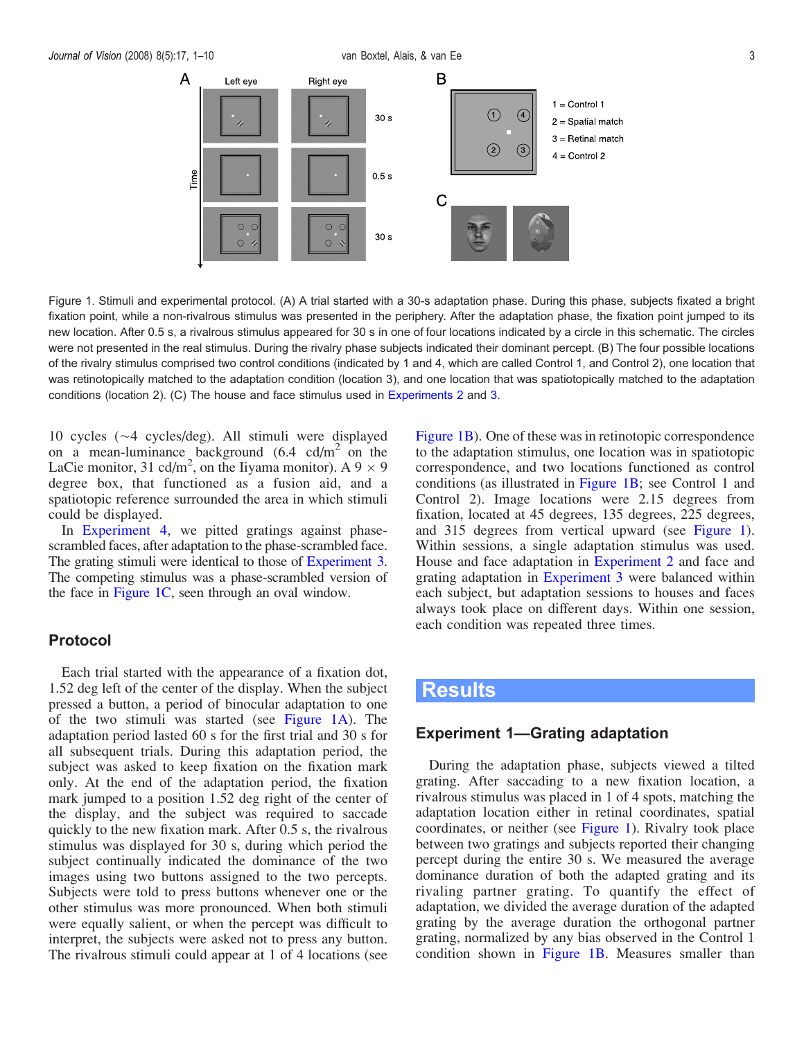A

Left eye

Right eye

30 s

0.5 s

30 s

Time

B

1 = Control 1

2 = Spatial match

3 = Retinal match

4 = Control 2

C

Figure 1. Stimuli and experimental protocol. (A) A trial started with a 30-s adaptation phase. During this phase, subjects fixated a bright fixation point, while a non-rivalrous stimulus was presented in the periphery. After the adaptation phase, the fixation point jumped to its new location. After 0.5 s, a rivalrous stimulus appeared for 30 s in one of four locations indicated by a circle in this schematic. The circles were not presented in the real stimulus. During the rivalry phase subjects indicated their dominant percept. (B) The four possible locations of the rivalry stimulus comprised two control conditions (indicated by 1 and 4, which are called Control 1, and Control 2), one location that was retinotopically matched to the adaptation condition (location 3), and one location that was spatiotopically matched to the adaptation conditions (location 2). (C) The house and face stimulus used in Experiments 2 and 3.

10 cycles (~4 cycles/deg). All stimuli were displayed on a mean-luminance background (6.4 cd/m$^2$ on the LaCie monitor, 31 cd/m$^2$, on the Iiyama monitor). A 9 × 9 degree box, that functioned as a fusion aid, and a spatiotopic reference surrounded the area in which stimuli could be displayed.

In Experiment 4, we pitted gratings against phase-scrambled faces, after adaptation to the phase-scrambled face. The grating stimuli were identical to those of Experiment 3. The competing stimulus was a phase-scrambled version of the face in Figure 1C, seen through an oval window.

## Protocol

Each trial started with the appearance of a fixation dot, 1.52 deg left of the center of the display. When the subject pressed a button, a period of binocular adaptation to one of the two stimuli was started (see Figure 1A). The adaptation period lasted 60 s for the first trial and 30 s for all subsequent trials. During this adaptation period, the subject was asked to keep fixation on the fixation mark only. At the end of the adaptation period, the fixation mark jumped to a position 1.52 deg right of the center of the display, and the subject was required to saccade quickly to the new fixation mark. After 0.5 s, the rivalrous stimulus was displayed for 30 s, during which period the subject continually indicated the dominance of the two images using two buttons assigned to the two percepts. Subjects were told to press buttons whenever one or the other stimulus was more pronounced. When both stimuli were equally salient, or when the percept was difficult to interpret, the subjects were asked not to press any button. The rivalrous stimuli could appear at 1 of 4 locations (see Figure 1B). One of these was in retinotopic correspondence to the adaptation stimulus, one location was in spatiotopic correspondence, and two locations functioned as control conditions (as illustrated in Figure 1B; see Control 1 and Control 2). Image locations were 2.15 degrees from fixation, located at 45 degrees, 135 degrees, 225 degrees, and 315 degrees from vertical upward (see Figure 1). Within sessions, a single adaptation stimulus was used. House and face adaptation in Experiment 2 and face and grating adaptation in Experiment 3 were balanced within each subject, but adaptation sessions to houses and faces always took place on different days. Within one session, each condition was repeated three times.

# Results

## Experiment 1—Grating adaptation

During the adaptation phase, subjects viewed a tilted grating. After saccading to a new fixation location, a rivalrous stimulus was placed in 1 of 4 spots, matching the adaptation location either in retinal coordinates, spatial coordinates, or neither (see Figure 1). Rivalry took place between two gratings and subjects reported their changing percept during the entire 30 s. We measured the average dominance duration of both the adapted grating and its rivaling partner grating. To quantify the effect of adaptation, we divided the average duration of the adapted grating by the average duration the orthogonal partner grating, normalized by any bias observed in the Control 1 condition shown in Figure 1B. Measures smaller than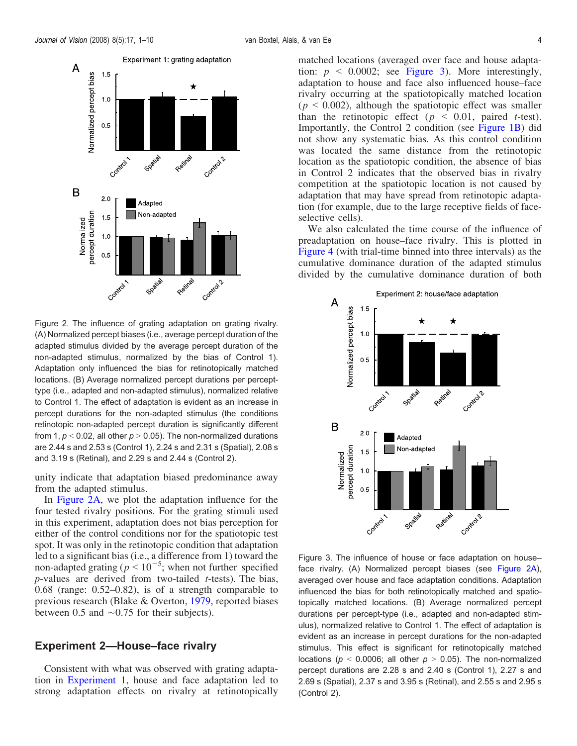Experiment 1: grating adaptation

A

Normalized percept bias

1.5
1.0
0.5

★

Control 1
Spatial
Retinal
Control 2

B

Normalized percept duration

2.0
1.5
1.0
0.5

Adapted
Non-adapted

Control 1
Spatial
Retinal
Control 2

Figure 2. The influence of grating adaptation on grating rivalry. (A) Normalized percept biases (i.e., average percept duration of the adapted stimulus divided by the average percept duration of the non-adapted stimulus, normalized by the bias of Control 1). Adaptation only influenced the bias for retinotopically matched locations. (B) Average normalized percept durations per percept-type (i.e., adapted and non-adapted stimulus), normalized relative to Control 1. The effect of adaptation is evident as an increase in percept durations for the non-adapted stimulus (the conditions retinotopic non-adapted percept duration is significantly different from 1, $p < 0.02$, all other $p > 0.05$). The non-normalized durations are 2.44 s and 2.53 s (Control 1), 2.24 s and 2.31 s (Spatial), 2.08 s and 3.19 s (Retinal), and 2.29 s and 2.44 s (Control 2).

unity indicate that adaptation biased predominance away from the adapted stimulus.

In Figure 2A, we plot the adaptation influence for the four tested rivalry positions. For the grating stimuli used in this experiment, adaptation does not bias perception for either of the control conditions nor for the spatiotopic test spot. It was only in the retinotopic condition that adaptation led to a significant bias (i.e., a difference from 1) toward the non-adapted grating ($p < 10^{-5}$; when not further specified $p$-values are derived from two-tailed $t$-tests). The bias, 0.68 (range: 0.52–0.82), is of a strength comparable to previous research (Blake & Overton, 1979, reported biases between 0.5 and ~0.75 for their subjects).

## Experiment 2—House–face rivalry

Consistent with what was observed with grating adaptation in Experiment 1, house and face adaptation led to strong adaptation effects on rivalry at retinotopically matched locations (averaged over face and house adaptation: $p < 0.0002$; see Figure 3). More interestingly, adaptation to house and face also influenced house–face rivalry occurring at the spatiotopically matched location ($p < 0.002$), although the spatiotopic effect was smaller than the retinotopic effect ($p < 0.01$, paired $t$-test). Importantly, the Control 2 condition (see Figure 1B) did not show any systematic bias. As this control condition was located the same distance from the retinotopic location as the spatiotopic condition, the absence of bias in Control 2 indicates that the observed bias in rivalry competition at the spatiotopic location is not caused by adaptation that may have spread from retinotopic adaptation (for example, due to the large receptive fields of face-selective cells).

We also calculated the time course of the influence of preadaptation on house–face rivalry. This is plotted in Figure 4 (with trial-time binned into three intervals) as the cumulative dominance duration of the adapted stimulus divided by the cumulative dominance duration of both

Experiment 2: house/face adaptation

A

Normalized percept bias

1.5
1.0
0.5

★ ★

Control 1
Spatial
Retinal
Control 2

B

Normalized percept duration

2.0
1.5
1.0
0.5

Adapted
Non-adapted

Control 1
Spatial
Retinal
Control 2

Figure 3. The influence of house or face adaptation on house–face rivalry. (A) Normalized percept biases (see Figure 2A), averaged over house and face adaptation conditions. Adaptation influenced the bias for both retinotopically matched and spatiotopically matched locations. (B) Average normalized percept durations per percept-type (i.e., adapted and non-adapted stimulus), normalized relative to Control 1. The effect of adaptation is evident as an increase in percept durations for the non-adapted stimulus. This effect is significant for retinotopically matched locations ($p < 0.0006$; all other $p > 0.05$). The non-normalized percept durations are 2.28 s and 2.40 s (Control 1), 2.27 s and 2.69 s (Spatial), 2.37 s and 3.95 s (Retinal), and 2.55 s and 2.95 s (Control 2).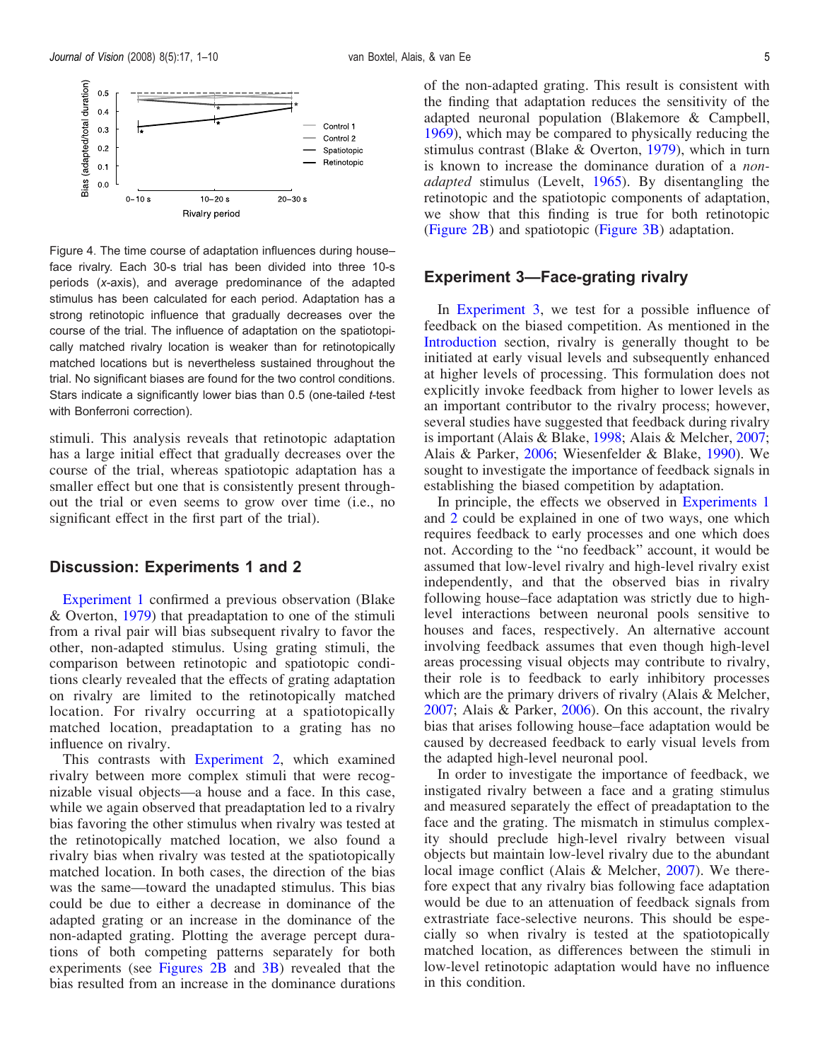Bias (adapted/total duration)
0.5
0.4
0.3
0.2
0.1
0.0
0–10 s
10–20 s
20–30 s
Rivalry period
Control 1
Control 2
Spatiotopic
Retinotopic

Figure 4. The time course of adaptation influences during house–face rivalry. Each 30-s trial has been divided into three 10-s periods (*x*-axis), and average predominance of the adapted stimulus has been calculated for each period. Adaptation has a strong retinotopic influence that gradually decreases over the course of the trial. The influence of adaptation on the spatiotopically matched rivalry location is weaker than for retinotopically matched locations but is nevertheless sustained throughout the trial. No significant biases are found for the two control conditions. Stars indicate a significantly lower bias than 0.5 (one-tailed *t*-test with Bonferroni correction).

stimuli. This analysis reveals that retinotopic adaptation has a large initial effect that gradually decreases over the course of the trial, whereas spatiotopic adaptation has a smaller effect but one that is consistently present throughout the trial or even seems to grow over time (i.e., no significant effect in the first part of the trial).

## Discussion: Experiments 1 and 2

Experiment 1 confirmed a previous observation (Blake & Overton, 1979) that preadaptation to one of the stimuli from a rival pair will bias subsequent rivalry to favor the other, non-adapted stimulus. Using grating stimuli, the comparison between retinotopic and spatiotopic conditions clearly revealed that the effects of grating adaptation on rivalry are limited to the retinotopically matched location. For rivalry occurring at a spatiotopically matched location, preadaptation to a grating has no influence on rivalry.

This contrasts with Experiment 2, which examined rivalry between more complex stimuli that were recognizable visual objects—a house and a face. In this case, while we again observed that preadaptation led to a rivalry bias favoring the other stimulus when rivalry was tested at the retinotopically matched location, we also found a rivalry bias when rivalry was tested at the spatiotopically matched location. In both cases, the direction of the bias was the same—toward the unadapted stimulus. This bias could be due to either a decrease in dominance of the adapted grating or an increase in the dominance of the non-adapted grating. Plotting the average percept durations of both competing patterns separately for both experiments (see Figures 2B and 3B) revealed that the bias resulted from an increase in the dominance durations of the non-adapted grating. This result is consistent with the finding that adaptation reduces the sensitivity of the adapted neuronal population (Blakemore & Campbell, 1969), which may be compared to physically reducing the stimulus contrast (Blake & Overton, 1979), which in turn is known to increase the dominance duration of a *non-adapted* stimulus (Levelt, 1965). By disentangling the retinotopic and the spatiotopic components of adaptation, we show that this finding is true for both retinotopic (Figure 2B) and spatiotopic (Figure 3B) adaptation.

## Experiment 3—Face-grating rivalry

In Experiment 3, we test for a possible influence of feedback on the biased competition. As mentioned in the Introduction section, rivalry is generally thought to be initiated at early visual levels and subsequently enhanced at higher levels of processing. This formulation does not explicitly invoke feedback from higher to lower levels as an important contributor to the rivalry process; however, several studies have suggested that feedback during rivalry is important (Alais & Blake, 1998; Alais & Melcher, 2007; Alais & Parker, 2006; Wiesenfelder & Blake, 1990). We sought to investigate the importance of feedback signals in establishing the biased competition by adaptation.

In principle, the effects we observed in Experiments 1 and 2 could be explained in one of two ways, one which requires feedback to early processes and one which does not. According to the "no feedback" account, it would be assumed that low-level rivalry and high-level rivalry exist independently, and that the observed bias in rivalry following house–face adaptation was strictly due to high-level interactions between neuronal pools sensitive to houses and faces, respectively. An alternative account involving feedback assumes that even though high-level areas processing visual objects may contribute to rivalry, their role is to feedback to early inhibitory processes which are the primary drivers of rivalry (Alais & Melcher, 2007; Alais & Parker, 2006). On this account, the rivalry bias that arises following house–face adaptation would be caused by decreased feedback to early visual levels from the adapted high-level neuronal pool.

In order to investigate the importance of feedback, we instigated rivalry between a face and a grating stimulus and measured separately the effect of preadaptation to the face and the grating. The mismatch in stimulus complexity should preclude high-level rivalry between visual objects but maintain low-level rivalry due to the abundant local image conflict (Alais & Melcher, 2007). We therefore expect that any rivalry bias following face adaptation would be due to an attenuation of feedback signals from extrastriate face-selective neurons. This should be especially so when rivalry is tested at the spatiotopically matched location, as differences between the stimuli in low-level retinotopic adaptation would have no influence in this condition.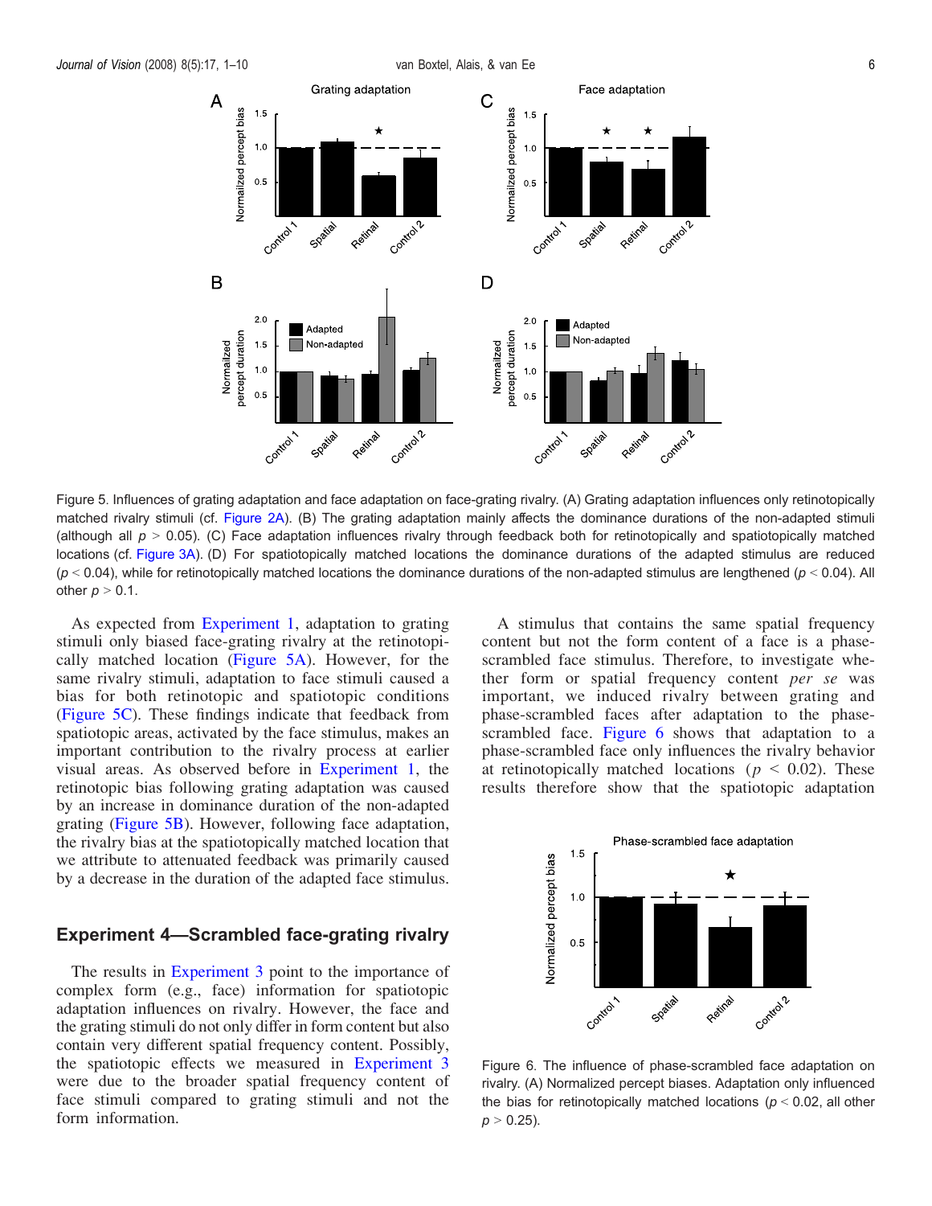Grating adaptation

A

Normalized percept bias

1.5
1.0
0.5

★

Control 1
Spatial
Retinal
Control 2

Face adaptation

C

Normalized percept bias

1.5
1.0
0.5

★ ★

Control 1
Spatial
Retinal
Control 2

B

Normalized percept duration

2.0
1.5
1.0
0.5

Adapted
Non-adapted

Control 1
Spatial
Retinal
Control 2

D

Normalized percept duration

2.0
1.5
1.0
0.5

Adapted
Non-adapted

Control 1
Spatial
Retinal
Control 2

Figure 5. Influences of grating adaptation and face adaptation on face-grating rivalry. (A) Grating adaptation influences only retinotopically matched rivalry stimuli (cf. Figure 2A). (B) The grating adaptation mainly affects the dominance durations of the non-adapted stimuli (although all $p > 0.05$). (C) Face adaptation influences rivalry through feedback both for retinotopically and spatiotopically matched locations (cf. Figure 3A). (D) For spatiotopically matched locations the dominance durations of the adapted stimulus are reduced ($p < 0.04$), while for retinotopically matched locations the dominance durations of the non-adapted stimulus are lengthened ($p < 0.04$). All other $p > 0.1$.

As expected from Experiment 1, adaptation to grating stimuli only biased face-grating rivalry at the retinotopically matched location (Figure 5A). However, for the same rivalry stimuli, adaptation to face stimuli caused a bias for both retinotopic and spatiotopic conditions (Figure 5C). These findings indicate that feedback from spatiotopic areas, activated by the face stimulus, makes an important contribution to the rivalry process at earlier visual areas. As observed before in Experiment 1, the retinotopic bias following grating adaptation was caused by an increase in dominance duration of the non-adapted grating (Figure 5B). However, following face adaptation, the rivalry bias at the spatiotopically matched location that we attribute to attenuated feedback was primarily caused by a decrease in the duration of the adapted face stimulus.

## Experiment 4—Scrambled face-grating rivalry

The results in Experiment 3 point to the importance of complex form (e.g., face) information for spatiotopic adaptation influences on rivalry. However, the face and the grating stimuli do not only differ in form content but also contain very different spatial frequency content. Possibly, the spatiotopic effects we measured in Experiment 3 were due to the broader spatial frequency content of face stimuli compared to grating stimuli and not the form information.

A stimulus that contains the same spatial frequency content but not the form content of a face is a phase-scrambled face stimulus. Therefore, to investigate whether form or spatial frequency content *per se* was important, we induced rivalry between grating and phase-scrambled faces after adaptation to the phase-scrambled face. Figure 6 shows that adaptation to a phase-scrambled face only influences the rivalry behavior at retinotopically matched locations ($p < 0.02$). These results therefore show that the spatiotopic adaptation

Phase-scrambled face adaptation

Normalized percept bias

1.5
1.0
0.5

★

Control 1
Spatial
Retinal
Control 2

Figure 6. The influence of phase-scrambled face adaptation on rivalry. (A) Normalized percept biases. Adaptation only influenced the bias for retinotopically matched locations ($p < 0.02$, all other $p > 0.25$).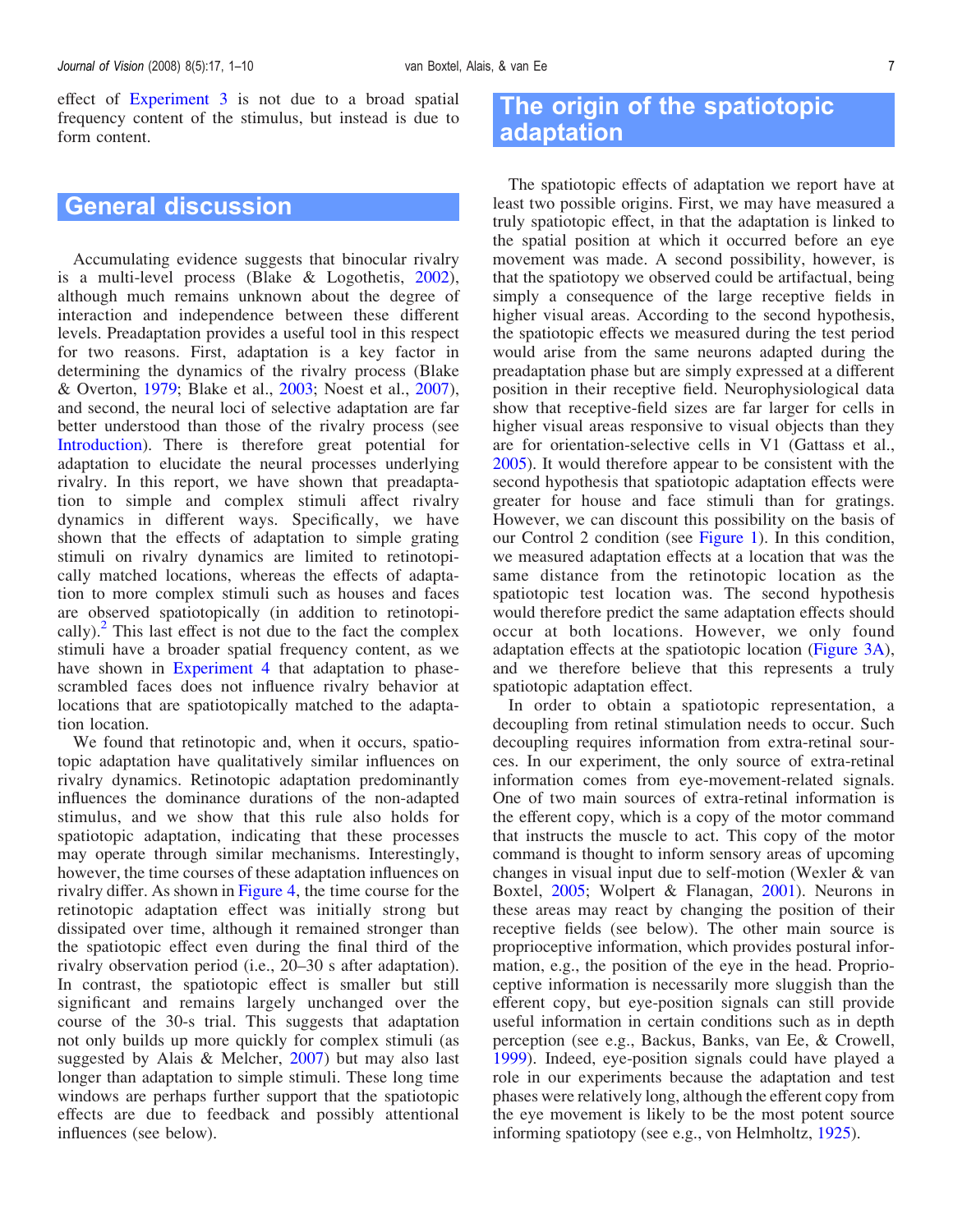effect of Experiment 3 is not due to a broad spatial frequency content of the stimulus, but instead is due to form content.

## General discussion

Accumulating evidence suggests that binocular rivalry is a multi-level process (Blake & Logothetis, 2002), although much remains unknown about the degree of interaction and independence between these different levels. Preadaptation provides a useful tool in this respect for two reasons. First, adaptation is a key factor in determining the dynamics of the rivalry process (Blake & Overton, 1979; Blake et al., 2003; Noest et al., 2007), and second, the neural loci of selective adaptation are far better understood than those of the rivalry process (see Introduction). There is therefore great potential for adaptation to elucidate the neural processes underlying rivalry. In this report, we have shown that preadaptation to simple and complex stimuli affect rivalry dynamics in different ways. Specifically, we have shown that the effects of adaptation to simple grating stimuli on rivalry dynamics are limited to retinotopically matched locations, whereas the effects of adaptation to more complex stimuli such as houses and faces are observed spatiotopically (in addition to retinotopically).[2] This last effect is not due to the fact the complex stimuli have a broader spatial frequency content, as we have shown in Experiment 4 that adaptation to phase-scrambled faces does not influence rivalry behavior at locations that are spatiotopically matched to the adaptation location.

We found that retinotopic and, when it occurs, spatiotopic adaptation have qualitatively similar influences on rivalry dynamics. Retinotopic adaptation predominantly influences the dominance durations of the non-adapted stimulus, and we show that this rule also holds for spatiotopic adaptation, indicating that these processes may operate through similar mechanisms. Interestingly, however, the time courses of these adaptation influences on rivalry differ. As shown in Figure 4, the time course for the retinotopic adaptation effect was initially strong but dissipated over time, although it remained stronger than the spatiotopic effect even during the final third of the rivalry observation period (i.e., 20–30 s after adaptation). In contrast, the spatiotopic effect is smaller but still significant and remains largely unchanged over the course of the 30-s trial. This suggests that adaptation not only builds up more quickly for complex stimuli (as suggested by Alais & Melcher, 2007) but may also last longer than adaptation to simple stimuli. These long time windows are perhaps further support that the spatiotopic effects are due to feedback and possibly attentional influences (see below).

## The origin of the spatiotopic adaptation

The spatiotopic effects of adaptation we report have at least two possible origins. First, we may have measured a truly spatiotopic effect, in that the adaptation is linked to the spatial position at which it occurred before an eye movement was made. A second possibility, however, is that the spatiotopy we observed could be artifactual, being simply a consequence of the large receptive fields in higher visual areas. According to the second hypothesis, the spatiotopic effects we measured during the test period would arise from the same neurons adapted during the preadaptation phase but are simply expressed at a different position in their receptive field. Neurophysiological data show that receptive-field sizes are far larger for cells in higher visual areas responsive to visual objects than they are for orientation-selective cells in V1 (Gattass et al., 2005). It would therefore appear to be consistent with the second hypothesis that spatiotopic adaptation effects were greater for house and face stimuli than for gratings. However, we can discount this possibility on the basis of our Control 2 condition (see Figure 1). In this condition, we measured adaptation effects at a location that was the same distance from the retinotopic location as the spatiotopic test location was. The second hypothesis would therefore predict the same adaptation effects should occur at both locations. However, we only found adaptation effects at the spatiotopic location (Figure 3A), and we therefore believe that this represents a truly spatiotopic adaptation effect.

In order to obtain a spatiotopic representation, a decoupling from retinal stimulation needs to occur. Such decoupling requires information from extra-retinal sources. In our experiment, the only source of extra-retinal information comes from eye-movement-related signals. One of two main sources of extra-retinal information is the efferent copy, which is a copy of the motor command that instructs the muscle to act. This copy of the motor command is thought to inform sensory areas of upcoming changes in visual input due to self-motion (Wexler & van Boxtel, 2005; Wolpert & Flanagan, 2001). Neurons in these areas may react by changing the position of their receptive fields (see below). The other main source is proprioceptive information, which provides postural information, e.g., the position of the eye in the head. Proprioceptive information is necessarily more sluggish than the efferent copy, but eye-position signals can still provide useful information in certain conditions such as in depth perception (see e.g., Backus, Banks, van Ee, & Crowell, 1999). Indeed, eye-position signals could have played a role in our experiments because the adaptation and test phases were relatively long, although the efferent copy from the eye movement is likely to be the most potent source informing spatiotopy (see e.g., von Helmholtz, 1925).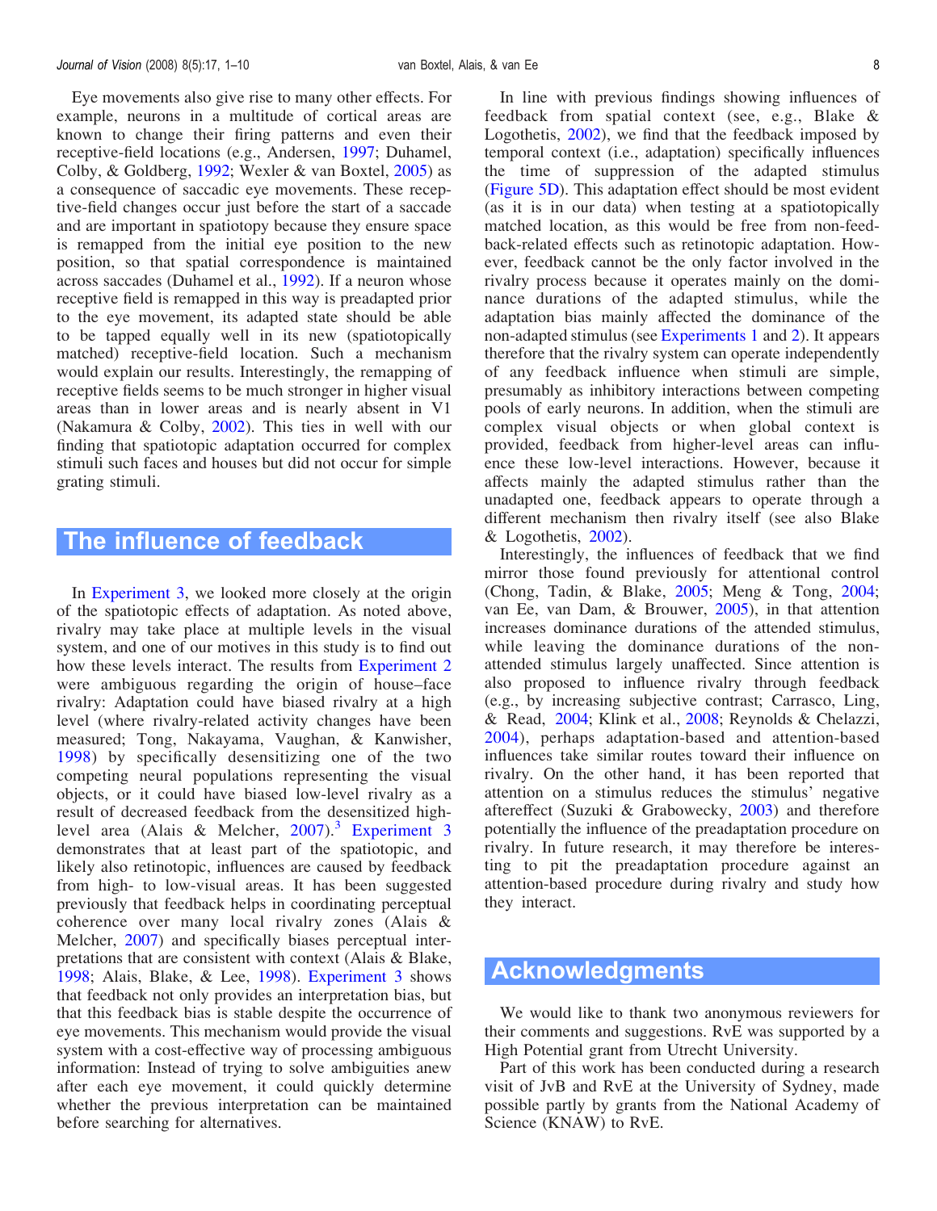Eye movements also give rise to many other effects. For example, neurons in a multitude of cortical areas are known to change their firing patterns and even their receptive-field locations (e.g., Andersen, 1997; Duhamel, Colby, & Goldberg, 1992; Wexler & van Boxtel, 2005) as a consequence of saccadic eye movements. These receptive-field changes occur just before the start of a saccade and are important in spatiotopy because they ensure space is remapped from the initial eye position to the new position, so that spatial correspondence is maintained across saccades (Duhamel et al., 1992). If a neuron whose receptive field is remapped in this way is preadapted prior to the eye movement, its adapted state should be able to be tapped equally well in its new (spatiotopically matched) receptive-field location. Such a mechanism would explain our results. Interestingly, the remapping of receptive fields seems to be much stronger in higher visual areas than in lower areas and is nearly absent in V1 (Nakamura & Colby, 2002). This ties in well with our finding that spatiotopic adaptation occurred for complex stimuli such faces and houses but did not occur for simple grating stimuli.

## The influence of feedback

In Experiment 3, we looked more closely at the origin of the spatiotopic effects of adaptation. As noted above, rivalry may take place at multiple levels in the visual system, and one of our motives in this study is to find out how these levels interact. The results from Experiment 2 were ambiguous regarding the origin of house–face rivalry: Adaptation could have biased rivalry at a high level (where rivalry-related activity changes have been measured; Tong, Nakayama, Vaughan, & Kanwisher, 1998) by specifically desensitizing one of the two competing neural populations representing the visual objects, or it could have biased low-level rivalry as a result of decreased feedback from the desensitized high-level area (Alais & Melcher, 2007).[3] Experiment 3 demonstrates that at least part of the spatiotopic, and likely also retinotopic, influences are caused by feedback from high- to low-visual areas. It has been suggested previously that feedback helps in coordinating perceptual coherence over many local rivalry zones (Alais & Melcher, 2007) and specifically biases perceptual interpretations that are consistent with context (Alais & Blake, 1998; Alais, Blake, & Lee, 1998). Experiment 3 shows that feedback not only provides an interpretation bias, but that this feedback bias is stable despite the occurrence of eye movements. This mechanism would provide the visual system with a cost-effective way of processing ambiguous information: Instead of trying to solve ambiguities anew after each eye movement, it could quickly determine whether the previous interpretation can be maintained before searching for alternatives.

In line with previous findings showing influences of feedback from spatial context (see, e.g., Blake & Logothetis, 2002), we find that the feedback imposed by temporal context (i.e., adaptation) specifically influences the time of suppression of the adapted stimulus (Figure 5D). This adaptation effect should be most evident (as it is in our data) when testing at a spatiotopically matched location, as this would be free from non-feedback-related effects such as retinotopic adaptation. However, feedback cannot be the only factor involved in the rivalry process because it operates mainly on the dominance durations of the adapted stimulus, while the adaptation bias mainly affected the dominance of the non-adapted stimulus (see Experiments 1 and 2). It appears therefore that the rivalry system can operate independently of any feedback influence when stimuli are simple, presumably as inhibitory interactions between competing pools of early neurons. In addition, when the stimuli are complex visual objects or when global context is provided, feedback from higher-level areas can influence these low-level interactions. However, because it affects mainly the adapted stimulus rather than the unadapted one, feedback appears to operate through a different mechanism then rivalry itself (see also Blake & Logothetis, 2002).

Interestingly, the influences of feedback that we find mirror those found previously for attentional control (Chong, Tadin, & Blake, 2005; Meng & Tong, 2004; van Ee, van Dam, & Brouwer, 2005), in that attention increases dominance durations of the attended stimulus, while leaving the dominance durations of the non-attended stimulus largely unaffected. Since attention is also proposed to influence rivalry through feedback (e.g., by increasing subjective contrast; Carrasco, Ling, & Read, 2004; Klink et al., 2008; Reynolds & Chelazzi, 2004), perhaps adaptation-based and attention-based influences take similar routes toward their influence on rivalry. On the other hand, it has been reported that attention on a stimulus reduces the stimulus' negative aftereffect (Suzuki & Grabowecky, 2003) and therefore potentially the influence of the preadaptation procedure on rivalry. In future research, it may therefore be interesting to pit the preadaptation procedure against an attention-based procedure during rivalry and study how they interact.

## Acknowledgments

We would like to thank two anonymous reviewers for their comments and suggestions. RvE was supported by a High Potential grant from Utrecht University.

Part of this work has been conducted during a research visit of JvB and RvE at the University of Sydney, made possible partly by grants from the National Academy of Science (KNAW) to RvE.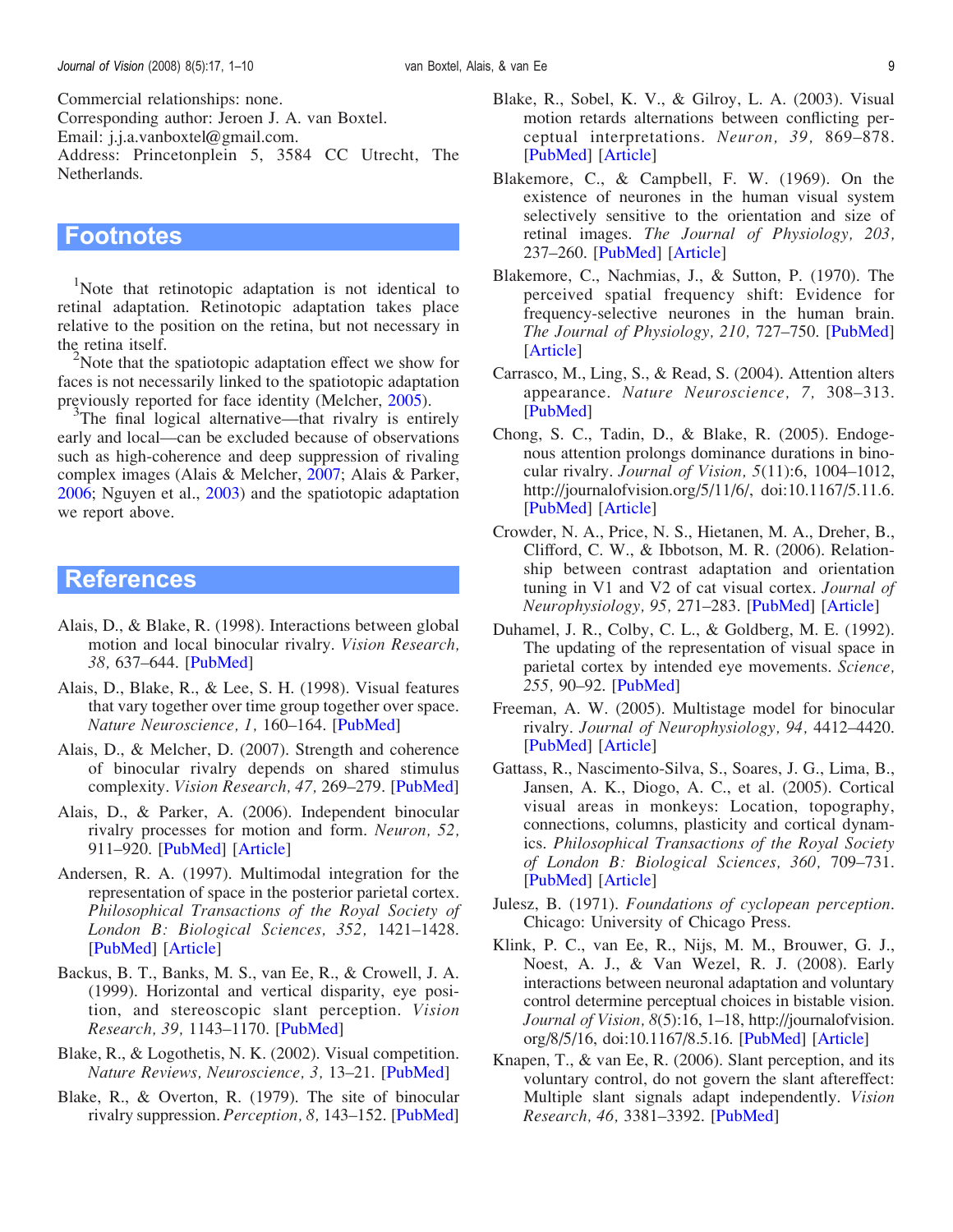Commercial relationships: none.
Corresponding author: Jeroen J. A. van Boxtel.
Email: j.j.a.vanboxtel@gmail.com.
Address: Princetonplein 5, 3584 CC Utrecht, The Netherlands.

## Footnotes

[1]Note that retinotopic adaptation is not identical to retinal adaptation. Retinotopic adaptation takes place relative to the position on the retina, but not necessary in the retina itself.

[2]Note that the spatiotopic adaptation effect we show for faces is not necessarily linked to the spatiotopic adaptation previously reported for face identity (Melcher, 2005).

[3]The final logical alternative—that rivalry is entirely early and local—can be excluded because of observations such as high-coherence and deep suppression of rivaling complex images (Alais & Melcher, 2007; Alais & Parker, 2006; Nguyen et al., 2003) and the spatiotopic adaptation we report above.

## References

Alais, D., & Blake, R. (1998). Interactions between global motion and local binocular rivalry. *Vision Research, 38,* 637–644. [PubMed]

Alais, D., Blake, R., & Lee, S. H. (1998). Visual features that vary together over time group together over space. *Nature Neuroscience, 1,* 160–164. [PubMed]

Alais, D., & Melcher, D. (2007). Strength and coherence of binocular rivalry depends on shared stimulus complexity. *Vision Research, 47,* 269–279. [PubMed]

Alais, D., & Parker, A. (2006). Independent binocular rivalry processes for motion and form. *Neuron, 52,* 911–920. [PubMed] [Article]

Andersen, R. A. (1997). Multimodal integration for the representation of space in the posterior parietal cortex. *Philosophical Transactions of the Royal Society of London B: Biological Sciences, 352,* 1421–1428. [PubMed] [Article]

Backus, B. T., Banks, M. S., van Ee, R., & Crowell, J. A. (1999). Horizontal and vertical disparity, eye position, and stereoscopic slant perception. *Vision Research, 39,* 1143–1170. [PubMed]

Blake, R., & Logothetis, N. K. (2002). Visual competition. *Nature Reviews, Neuroscience, 3,* 13–21. [PubMed]

Blake, R., & Overton, R. (1979). The site of binocular rivalry suppression. *Perception, 8,* 143–152. [PubMed]

Blake, R., Sobel, K. V., & Gilroy, L. A. (2003). Visual motion retards alternations between conflicting perceptual interpretations. *Neuron, 39,* 869–878. [PubMed] [Article]

Blakemore, C., & Campbell, F. W. (1969). On the existence of neurones in the human visual system selectively sensitive to the orientation and size of retinal images. *The Journal of Physiology, 203,* 237–260. [PubMed] [Article]

Blakemore, C., Nachmias, J., & Sutton, P. (1970). The perceived spatial frequency shift: Evidence for frequency-selective neurones in the human brain. *The Journal of Physiology, 210,* 727–750. [PubMed] [Article]

Carrasco, M., Ling, S., & Read, S. (2004). Attention alters appearance. *Nature Neuroscience, 7,* 308–313. [PubMed]

Chong, S. C., Tadin, D., & Blake, R. (2005). Endogenous attention prolongs dominance durations in binocular rivalry. *Journal of Vision, 5*(11):6, 1004–1012, http://journalofvision.org/5/11/6/, doi:10.1167/5.11.6. [PubMed] [Article]

Crowder, N. A., Price, N. S., Hietanen, M. A., Dreher, B., Clifford, C. W., & Ibbotson, M. R. (2006). Relationship between contrast adaptation and orientation tuning in V1 and V2 of cat visual cortex. *Journal of Neurophysiology, 95,* 271–283. [PubMed] [Article]

Duhamel, J. R., Colby, C. L., & Goldberg, M. E. (1992). The updating of the representation of visual space in parietal cortex by intended eye movements. *Science, 255,* 90–92. [PubMed]

Freeman, A. W. (2005). Multistage model for binocular rivalry. *Journal of Neurophysiology, 94,* 4412–4420. [PubMed] [Article]

Gattass, R., Nascimento-Silva, S., Soares, J. G., Lima, B., Jansen, A. K., Diogo, A. C., et al. (2005). Cortical visual areas in monkeys: Location, topography, connections, columns, plasticity and cortical dynamics. *Philosophical Transactions of the Royal Society of London B: Biological Sciences, 360,* 709–731. [PubMed] [Article]

Julesz, B. (1971). *Foundations of cyclopean perception.* Chicago: University of Chicago Press.

Klink, P. C., van Ee, R., Nijs, M. M., Brouwer, G. J., Noest, A. J., & Van Wezel, R. J. (2008). Early interactions between neuronal adaptation and voluntary control determine perceptual choices in bistable vision. *Journal of Vision, 8*(5):16, 1–18, http://journalofvision.org/8/5/16, doi:10.1167/8.5.16. [PubMed] [Article]

Knapen, T., & van Ee, R. (2006). Slant perception, and its voluntary control, do not govern the slant aftereffect: Multiple slant signals adapt independently. *Vision Research, 46,* 3381–3392. [PubMed]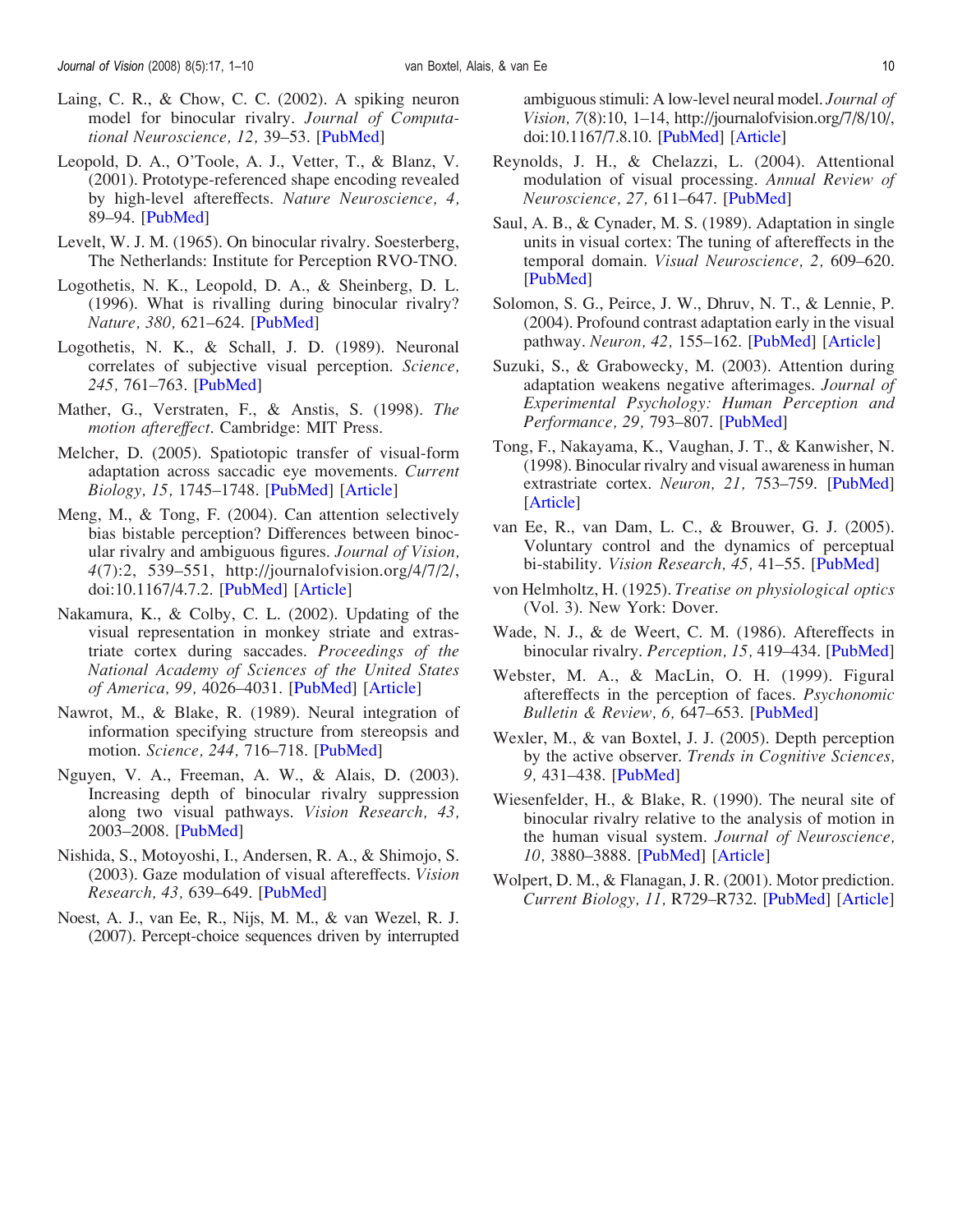Laing, C. R., & Chow, C. C. (2002). A spiking neuron model for binocular rivalry. *Journal of Computational Neuroscience, 12,* 39–53. [PubMed]

Leopold, D. A., O'Toole, A. J., Vetter, T., & Blanz, V. (2001). Prototype-referenced shape encoding revealed by high-level aftereffects. *Nature Neuroscience, 4,* 89–94. [PubMed]

Levelt, W. J. M. (1965). On binocular rivalry. Soesterberg, The Netherlands: Institute for Perception RVO-TNO.

Logothetis, N. K., Leopold, D. A., & Sheinberg, D. L. (1996). What is rivalling during binocular rivalry? *Nature, 380,* 621–624. [PubMed]

Logothetis, N. K., & Schall, J. D. (1989). Neuronal correlates of subjective visual perception. *Science, 245,* 761–763. [PubMed]

Mather, G., Verstraten, F., & Anstis, S. (1998). *The motion aftereffect*. Cambridge: MIT Press.

Melcher, D. (2005). Spatiotopic transfer of visual-form adaptation across saccadic eye movements. *Current Biology, 15,* 1745–1748. [PubMed] [Article]

Meng, M., & Tong, F. (2004). Can attention selectively bias bistable perception? Differences between binocular rivalry and ambiguous figures. *Journal of Vision, 4*(7):2, 539–551, http://journalofvision.org/4/7/2/, doi:10.1167/4.7.2. [PubMed] [Article]

Nakamura, K., & Colby, C. L. (2002). Updating of the visual representation in monkey striate and extrastriate cortex during saccades. *Proceedings of the National Academy of Sciences of the United States of America, 99,* 4026–4031. [PubMed] [Article]

Nawrot, M., & Blake, R. (1989). Neural integration of information specifying structure from stereopsis and motion. *Science, 244,* 716–718. [PubMed]

Nguyen, V. A., Freeman, A. W., & Alais, D. (2003). Increasing depth of binocular rivalry suppression along two visual pathways. *Vision Research, 43,* 2003–2008. [PubMed]

Nishida, S., Motoyoshi, I., Andersen, R. A., & Shimojo, S. (2003). Gaze modulation of visual aftereffects. *Vision Research, 43,* 639–649. [PubMed]

Noest, A. J., van Ee, R., Nijs, M. M., & van Wezel, R. J. (2007). Percept-choice sequences driven by interrupted ambiguous stimuli: A low-level neural model. *Journal of Vision, 7*(8):10, 1–14, http://journalofvision.org/7/8/10/, doi:10.1167/7.8.10. [PubMed] [Article]

Reynolds, J. H., & Chelazzi, L. (2004). Attentional modulation of visual processing. *Annual Review of Neuroscience, 27,* 611–647. [PubMed]

Saul, A. B., & Cynader, M. S. (1989). Adaptation in single units in visual cortex: The tuning of aftereffects in the temporal domain. *Visual Neuroscience, 2,* 609–620. [PubMed]

Solomon, S. G., Peirce, J. W., Dhruv, N. T., & Lennie, P. (2004). Profound contrast adaptation early in the visual pathway. *Neuron, 42,* 155–162. [PubMed] [Article]

Suzuki, S., & Grabowecky, M. (2003). Attention during adaptation weakens negative afterimages. *Journal of Experimental Psychology: Human Perception and Performance, 29,* 793–807. [PubMed]

Tong, F., Nakayama, K., Vaughan, J. T., & Kanwisher, N. (1998). Binocular rivalry and visual awareness in human extrastriate cortex. *Neuron, 21,* 753–759. [PubMed] [Article]

van Ee, R., van Dam, L. C., & Brouwer, G. J. (2005). Voluntary control and the dynamics of perceptual bi-stability. *Vision Research, 45,* 41–55. [PubMed]

von Helmholtz, H. (1925). *Treatise on physiological optics* (Vol. 3). New York: Dover.

Wade, N. J., & de Weert, C. M. (1986). Aftereffects in binocular rivalry. *Perception, 15,* 419–434. [PubMed]

Webster, M. A., & MacLin, O. H. (1999). Figural aftereffects in the perception of faces. *Psychonomic Bulletin & Review, 6,* 647–653. [PubMed]

Wexler, M., & van Boxtel, J. J. (2005). Depth perception by the active observer. *Trends in Cognitive Sciences, 9,* 431–438. [PubMed]

Wiesenfelder, H., & Blake, R. (1990). The neural site of binocular rivalry relative to the analysis of motion in the human visual system. *Journal of Neuroscience, 10,* 3880–3888. [PubMed] [Article]

Wolpert, D. M., & Flanagan, J. R. (2001). Motor prediction. *Current Biology, 11,* R729–R732. [PubMed] [Article]